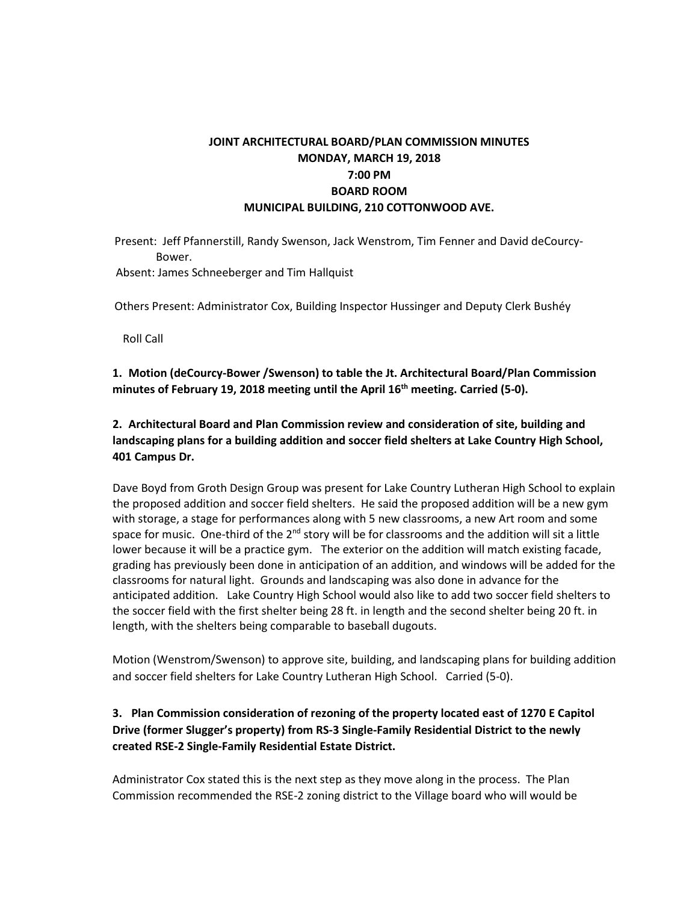**JOINT ARCHITECTURAL BOARD/PLAN COMMISSION MINUTES**
**MONDAY, MARCH 19, 2018**
**7:00 PM**
**BOARD ROOM**
**MUNICIPAL BUILDING, 210 COTTONWOOD AVE.**

Present: Jeff Pfannerstill, Randy Swenson, Jack Wenstrom, Tim Fenner and David deCourcy-Bower.
Absent: James Schneeberger and Tim Hallquist

Others Present: Administrator Cox, Building Inspector Hussinger and Deputy Clerk Bushéy

Roll Call

**1. Motion (deCourcy-Bower /Swenson) to table the Jt. Architectural Board/Plan Commission minutes of February 19, 2018 meeting until the April 16th meeting. Carried (5-0).**

**2. Architectural Board and Plan Commission review and consideration of site, building and landscaping plans for a building addition and soccer field shelters at Lake Country High School, 401 Campus Dr.**

Dave Boyd from Groth Design Group was present for Lake Country Lutheran High School to explain the proposed addition and soccer field shelters. He said the proposed addition will be a new gym with storage, a stage for performances along with 5 new classrooms, a new Art room and some space for music. One-third of the 2nd story will be for classrooms and the addition will sit a little lower because it will be a practice gym. The exterior on the addition will match existing facade, grading has previously been done in anticipation of an addition, and windows will be added for the classrooms for natural light. Grounds and landscaping was also done in advance for the anticipated addition. Lake Country High School would also like to add two soccer field shelters to the soccer field with the first shelter being 28 ft. in length and the second shelter being 20 ft. in length, with the shelters being comparable to baseball dugouts.

Motion (Wenstrom/Swenson) to approve site, building, and landscaping plans for building addition and soccer field shelters for Lake Country Lutheran High School. Carried (5-0).

**3. Plan Commission consideration of rezoning of the property located east of 1270 E Capitol Drive (former Slugger's property) from RS-3 Single-Family Residential District to the newly created RSE-2 Single-Family Residential Estate District.**

Administrator Cox stated this is the next step as they move along in the process. The Plan Commission recommended the RSE-2 zoning district to the Village board who will would be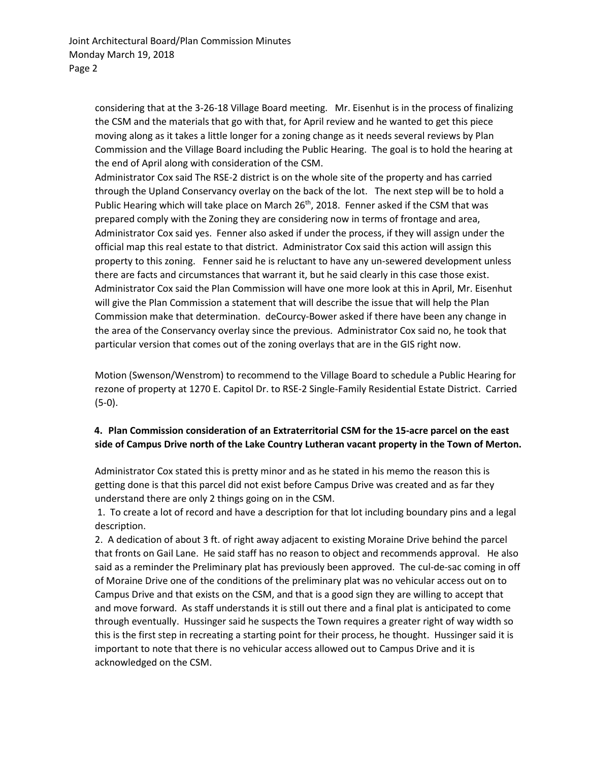considering that at the 3-26-18 Village Board meeting. Mr. Eisenhut is in the process of finalizing the CSM and the materials that go with that, for April review and he wanted to get this piece moving along as it takes a little longer for a zoning change as it needs several reviews by Plan Commission and the Village Board including the Public Hearing. The goal is to hold the hearing at the end of April along with consideration of the CSM.

Administrator Cox said The RSE-2 district is on the whole site of the property and has carried through the Upland Conservancy overlay on the back of the lot. The next step will be to hold a Public Hearing which will take place on March 26th, 2018. Fenner asked if the CSM that was prepared comply with the Zoning they are considering now in terms of frontage and area, Administrator Cox said yes. Fenner also asked if under the process, if they will assign under the official map this real estate to that district. Administrator Cox said this action will assign this property to this zoning. Fenner said he is reluctant to have any un-sewered development unless there are facts and circumstances that warrant it, but he said clearly in this case those exist. Administrator Cox said the Plan Commission will have one more look at this in April, Mr. Eisenhut will give the Plan Commission a statement that will describe the issue that will help the Plan Commission make that determination. deCourcy-Bower asked if there have been any change in the area of the Conservancy overlay since the previous. Administrator Cox said no, he took that particular version that comes out of the zoning overlays that are in the GIS right now.

Motion (Swenson/Wenstrom) to recommend to the Village Board to schedule a Public Hearing for rezone of property at 1270 E. Capitol Dr. to RSE-2 Single-Family Residential Estate District. Carried (5-0).

**4. Plan Commission consideration of an Extraterritorial CSM for the 15-acre parcel on the east side of Campus Drive north of the Lake Country Lutheran vacant property in the Town of Merton.**

Administrator Cox stated this is pretty minor and as he stated in his memo the reason this is getting done is that this parcel did not exist before Campus Drive was created and as far they understand there are only 2 things going on in the CSM.

1. To create a lot of record and have a description for that lot including boundary pins and a legal description.
2. A dedication of about 3 ft. of right away adjacent to existing Moraine Drive behind the parcel that fronts on Gail Lane. He said staff has no reason to object and recommends approval. He also said as a reminder the Preliminary plat has previously been approved. The cul-de-sac coming in off of Moraine Drive one of the conditions of the preliminary plat was no vehicular access out on to Campus Drive and that exists on the CSM, and that is a good sign they are willing to accept that and move forward. As staff understands it is still out there and a final plat is anticipated to come through eventually. Hussinger said he suspects the Town requires a greater right of way width so this is the first step in recreating a starting point for their process, he thought. Hussinger said it is important to note that there is no vehicular access allowed out to Campus Drive and it is acknowledged on the CSM.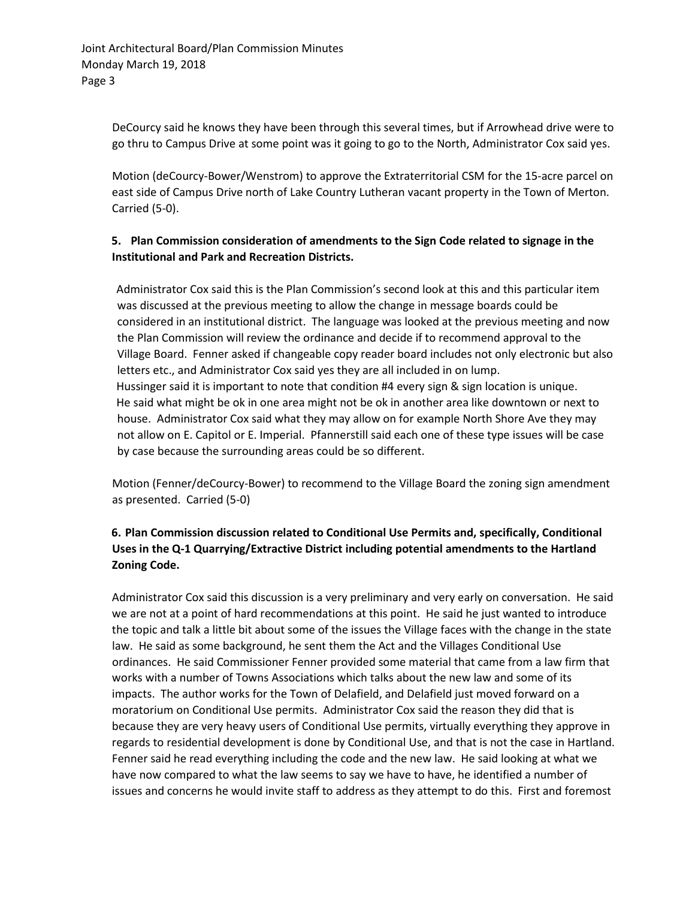DeCourcy said he knows they have been through this several times, but if Arrowhead drive were to go thru to Campus Drive at some point was it going to go to the North, Administrator Cox said yes.

Motion (deCourcy-Bower/Wenstrom) to approve the Extraterritorial CSM for the 15-acre parcel on east side of Campus Drive north of Lake Country Lutheran vacant property in the Town of Merton. Carried (5-0).

**5. Plan Commission consideration of amendments to the Sign Code related to signage in the Institutional and Park and Recreation Districts.**

Administrator Cox said this is the Plan Commission's second look at this and this particular item was discussed at the previous meeting to allow the change in message boards could be considered in an institutional district. The language was looked at the previous meeting and now the Plan Commission will review the ordinance and decide if to recommend approval to the Village Board. Fenner asked if changeable copy reader board includes not only electronic but also letters etc., and Administrator Cox said yes they are all included in on lump. Hussinger said it is important to note that condition #4 every sign & sign location is unique. He said what might be ok in one area might not be ok in another area like downtown or next to house. Administrator Cox said what they may allow on for example North Shore Ave they may not allow on E. Capitol or E. Imperial. Pfannerstill said each one of these type issues will be case by case because the surrounding areas could be so different.

Motion (Fenner/deCourcy-Bower) to recommend to the Village Board the zoning sign amendment as presented. Carried (5-0)

**6. Plan Commission discussion related to Conditional Use Permits and, specifically, Conditional Uses in the Q-1 Quarrying/Extractive District including potential amendments to the Hartland Zoning Code.**

Administrator Cox said this discussion is a very preliminary and very early on conversation. He said we are not at a point of hard recommendations at this point. He said he just wanted to introduce the topic and talk a little bit about some of the issues the Village faces with the change in the state law. He said as some background, he sent them the Act and the Villages Conditional Use ordinances. He said Commissioner Fenner provided some material that came from a law firm that works with a number of Towns Associations which talks about the new law and some of its impacts. The author works for the Town of Delafield, and Delafield just moved forward on a moratorium on Conditional Use permits. Administrator Cox said the reason they did that is because they are very heavy users of Conditional Use permits, virtually everything they approve in regards to residential development is done by Conditional Use, and that is not the case in Hartland. Fenner said he read everything including the code and the new law. He said looking at what we have now compared to what the law seems to say we have to have, he identified a number of issues and concerns he would invite staff to address as they attempt to do this. First and foremost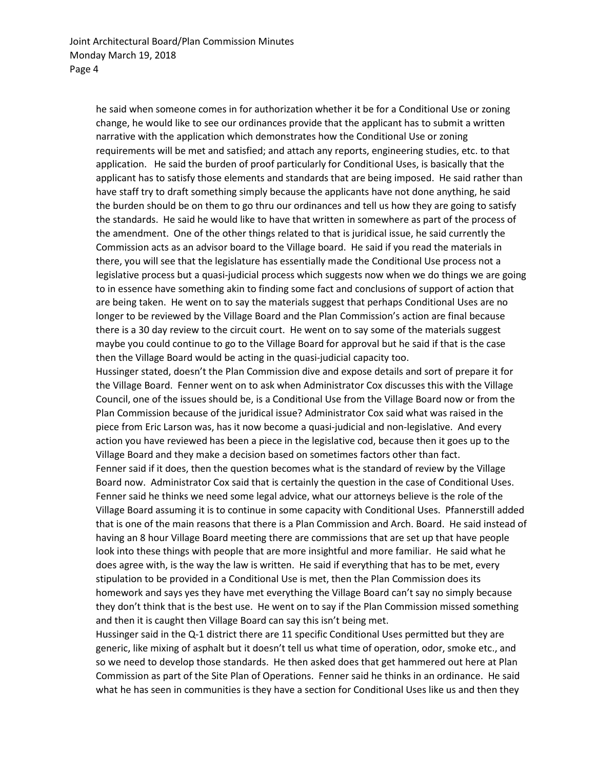he said when someone comes in for authorization whether it be for a Conditional Use or zoning change, he would like to see our ordinances provide that the applicant has to submit a written narrative with the application which demonstrates how the Conditional Use or zoning requirements will be met and satisfied; and attach any reports, engineering studies, etc. to that application. He said the burden of proof particularly for Conditional Uses, is basically that the applicant has to satisfy those elements and standards that are being imposed. He said rather than have staff try to draft something simply because the applicants have not done anything, he said the burden should be on them to go thru our ordinances and tell us how they are going to satisfy the standards. He said he would like to have that written in somewhere as part of the process of the amendment. One of the other things related to that is juridical issue, he said currently the Commission acts as an advisor board to the Village board. He said if you read the materials in there, you will see that the legislature has essentially made the Conditional Use process not a legislative process but a quasi-judicial process which suggests now when we do things we are going to in essence have something akin to finding some fact and conclusions of support of action that are being taken. He went on to say the materials suggest that perhaps Conditional Uses are no longer to be reviewed by the Village Board and the Plan Commission's action are final because there is a 30 day review to the circuit court. He went on to say some of the materials suggest maybe you could continue to go to the Village Board for approval but he said if that is the case then the Village Board would be acting in the quasi-judicial capacity too.

Hussinger stated, doesn't the Plan Commission dive and expose details and sort of prepare it for the Village Board. Fenner went on to ask when Administrator Cox discusses this with the Village Council, one of the issues should be, is a Conditional Use from the Village Board now or from the Plan Commission because of the juridical issue? Administrator Cox said what was raised in the piece from Eric Larson was, has it now become a quasi-judicial and non-legislative. And every action you have reviewed has been a piece in the legislative cod, because then it goes up to the Village Board and they make a decision based on sometimes factors other than fact.

Fenner said if it does, then the question becomes what is the standard of review by the Village Board now. Administrator Cox said that is certainly the question in the case of Conditional Uses. Fenner said he thinks we need some legal advice, what our attorneys believe is the role of the Village Board assuming it is to continue in some capacity with Conditional Uses. Pfannerstill added that is one of the main reasons that there is a Plan Commission and Arch. Board. He said instead of having an 8 hour Village Board meeting there are commissions that are set up that have people look into these things with people that are more insightful and more familiar. He said what he does agree with, is the way the law is written. He said if everything that has to be met, every stipulation to be provided in a Conditional Use is met, then the Plan Commission does its homework and says yes they have met everything the Village Board can't say no simply because they don't think that is the best use. He went on to say if the Plan Commission missed something and then it is caught then Village Board can say this isn't being met.

Hussinger said in the Q-1 district there are 11 specific Conditional Uses permitted but they are generic, like mixing of asphalt but it doesn't tell us what time of operation, odor, smoke etc., and so we need to develop those standards. He then asked does that get hammered out here at Plan Commission as part of the Site Plan of Operations. Fenner said he thinks in an ordinance. He said what he has seen in communities is they have a section for Conditional Uses like us and then they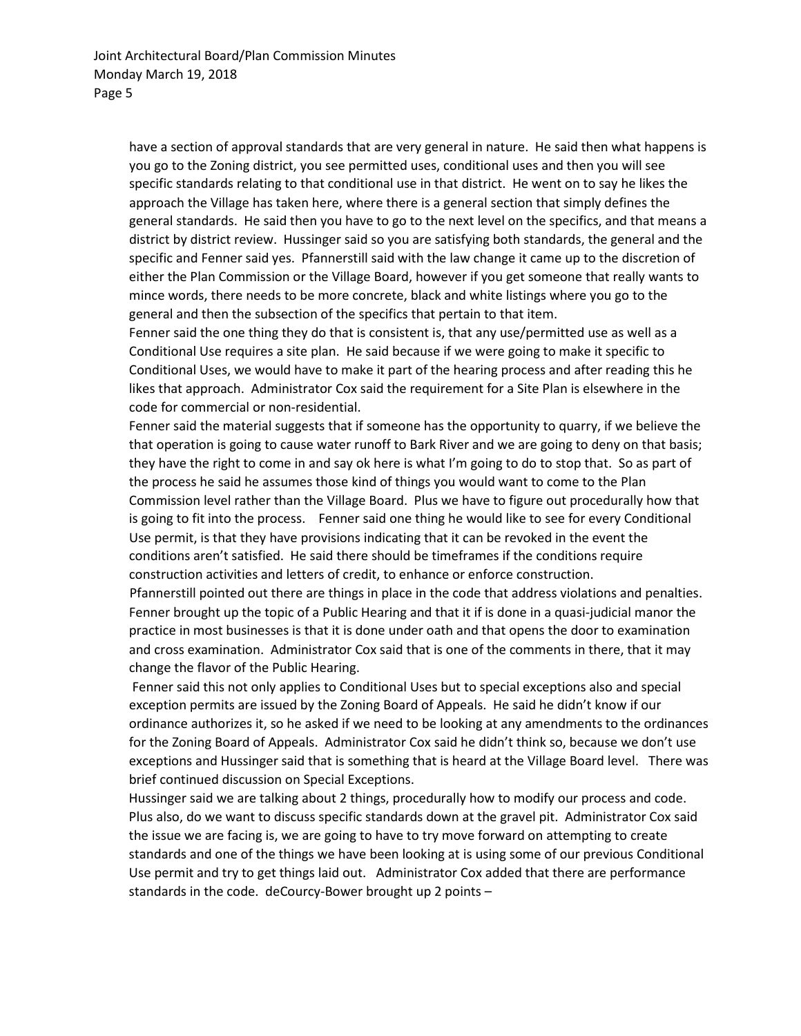have a section of approval standards that are very general in nature. He said then what happens is you go to the Zoning district, you see permitted uses, conditional uses and then you will see specific standards relating to that conditional use in that district. He went on to say he likes the approach the Village has taken here, where there is a general section that simply defines the general standards. He said then you have to go to the next level on the specifics, and that means a district by district review. Hussinger said so you are satisfying both standards, the general and the specific and Fenner said yes. Pfannerstill said with the law change it came up to the discretion of either the Plan Commission or the Village Board, however if you get someone that really wants to mince words, there needs to be more concrete, black and white listings where you go to the general and then the subsection of the specifics that pertain to that item.

Fenner said the one thing they do that is consistent is, that any use/permitted use as well as a Conditional Use requires a site plan. He said because if we were going to make it specific to Conditional Uses, we would have to make it part of the hearing process and after reading this he likes that approach. Administrator Cox said the requirement for a Site Plan is elsewhere in the code for commercial or non-residential.

Fenner said the material suggests that if someone has the opportunity to quarry, if we believe the that operation is going to cause water runoff to Bark River and we are going to deny on that basis; they have the right to come in and say ok here is what I'm going to do to stop that. So as part of the process he said he assumes those kind of things you would want to come to the Plan Commission level rather than the Village Board. Plus we have to figure out procedurally how that is going to fit into the process. Fenner said one thing he would like to see for every Conditional Use permit, is that they have provisions indicating that it can be revoked in the event the conditions aren't satisfied. He said there should be timeframes if the conditions require construction activities and letters of credit, to enhance or enforce construction.

Pfannerstill pointed out there are things in place in the code that address violations and penalties. Fenner brought up the topic of a Public Hearing and that it if is done in a quasi-judicial manor the practice in most businesses is that it is done under oath and that opens the door to examination and cross examination. Administrator Cox said that is one of the comments in there, that it may change the flavor of the Public Hearing.

Fenner said this not only applies to Conditional Uses but to special exceptions also and special exception permits are issued by the Zoning Board of Appeals. He said he didn't know if our ordinance authorizes it, so he asked if we need to be looking at any amendments to the ordinances for the Zoning Board of Appeals. Administrator Cox said he didn't think so, because we don't use exceptions and Hussinger said that is something that is heard at the Village Board level. There was brief continued discussion on Special Exceptions.

Hussinger said we are talking about 2 things, procedurally how to modify our process and code. Plus also, do we want to discuss specific standards down at the gravel pit. Administrator Cox said the issue we are facing is, we are going to have to try move forward on attempting to create standards and one of the things we have been looking at is using some of our previous Conditional Use permit and try to get things laid out. Administrator Cox added that there are performance standards in the code. deCourcy-Bower brought up 2 points –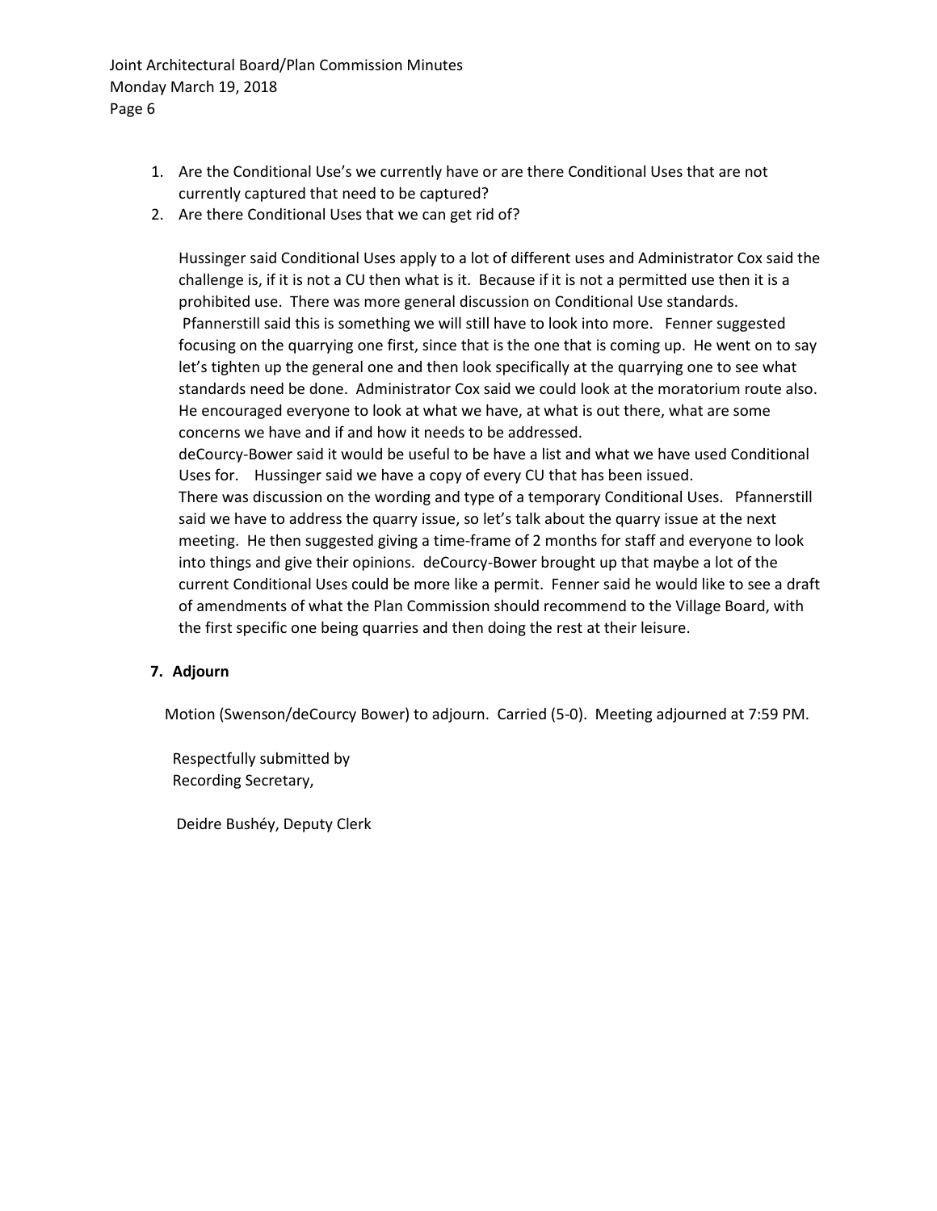1. Are the Conditional Use's we currently have or are there Conditional Uses that are not currently captured that need to be captured?
2. Are there Conditional Uses that we can get rid of?

   Hussinger said Conditional Uses apply to a lot of different uses and Administrator Cox said the challenge is, if it is not a CU then what is it. Because if it is not a permitted use then it is a prohibited use. There was more general discussion on Conditional Use standards. Pfannerstill said this is something we will still have to look into more. Fenner suggested focusing on the quarrying one first, since that is the one that is coming up. He went on to say let's tighten up the general one and then look specifically at the quarrying one to see what standards need be done. Administrator Cox said we could look at the moratorium route also. He encouraged everyone to look at what we have, at what is out there, what are some concerns we have and if and how it needs to be addressed.
   deCourcy-Bower said it would be useful to be have a list and what we have used Conditional Uses for. Hussinger said we have a copy of every CU that has been issued.
   There was discussion on the wording and type of a temporary Conditional Uses. Pfannerstill said we have to address the quarry issue, so let's talk about the quarry issue at the next meeting. He then suggested giving a time-frame of 2 months for staff and everyone to look into things and give their opinions. deCourcy-Bower brought up that maybe a lot of the current Conditional Uses could be more like a permit. Fenner said he would like to see a draft of amendments of what the Plan Commission should recommend to the Village Board, with the first specific one being quarries and then doing the rest at their leisure.

**7. Adjourn**

Motion (Swenson/deCourcy Bower) to adjourn. Carried (5-0). Meeting adjourned at 7:59 PM.

Respectfully submitted by
Recording Secretary,

Deidre Bushéy, Deputy Clerk